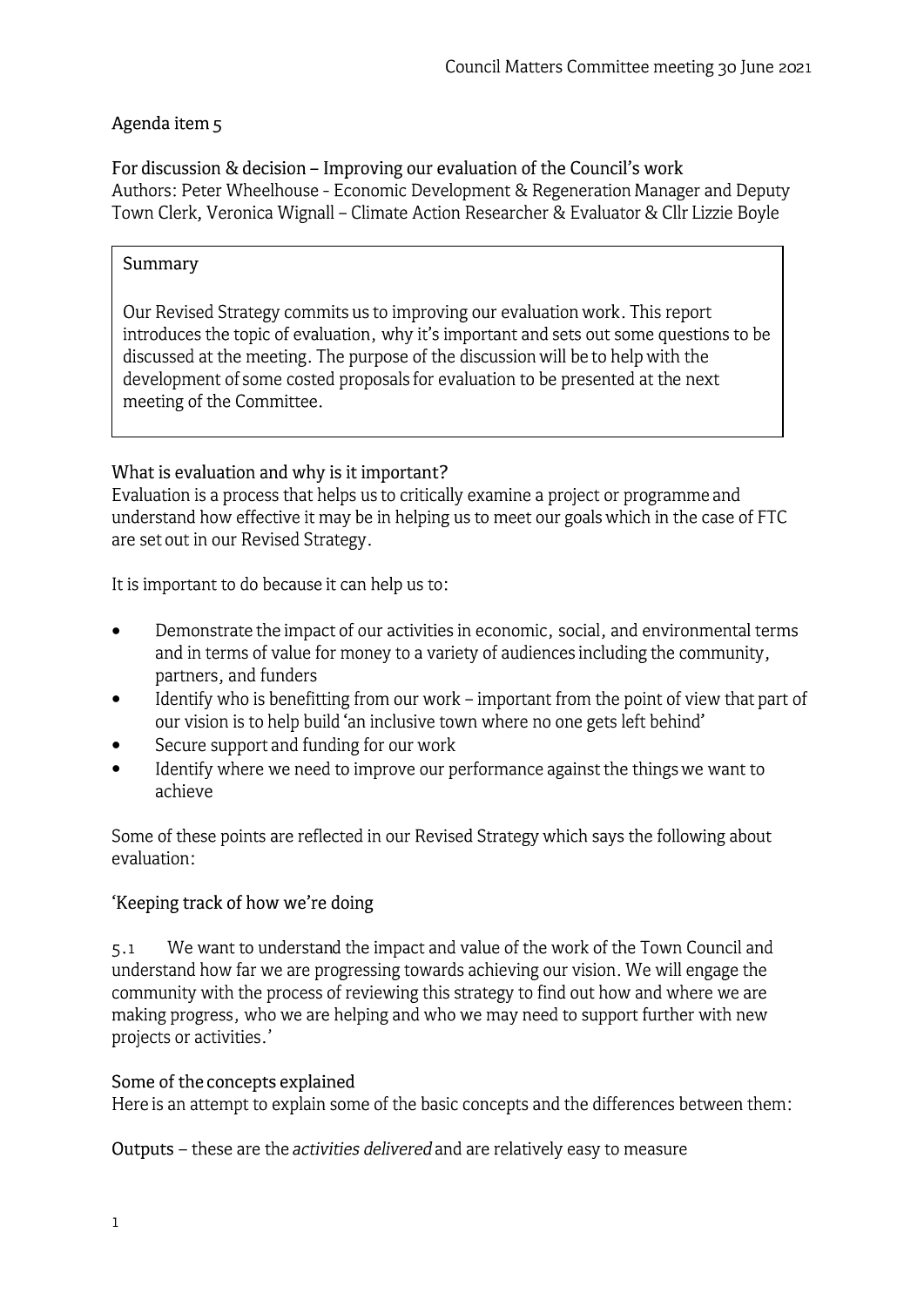Agenda item 5

## For discussion & decision – Improving our evaluation of the Council's work

Authors: Peter Wheelhouse - Economic Development & Regeneration Manager and Deputy Town Clerk, Veronica Wignall – Climate Action Researcher & Evaluator & Cllr Lizzie Boyle

> Summary
>
> Our Revised Strategy commits us to improving our evaluation work. This report introduces the topic of evaluation, why it's important and sets out some questions to be discussed at the meeting. The purpose of the discussion will be to help with the development of some costed proposals for evaluation to be presented at the next meeting of the Committee.

### What is evaluation and why is it important?

Evaluation is a process that helps us to critically examine a project or programme and understand how effective it may be in helping us to meet our goals which in the case of FTC are set out in our Revised Strategy.

It is important to do because it can help us to:

- Demonstrate the impact of our activities in economic, social, and environmental terms and in terms of value for money to a variety of audiences including the community, partners, and funders
- Identify who is benefitting from our work – important from the point of view that part of our vision is to help build 'an inclusive town where no one gets left behind'
- Secure support and funding for our work
- Identify where we need to improve our performance against the things we want to achieve

Some of these points are reflected in our Revised Strategy which says the following about evaluation:

'Keeping track of how we're doing

5.1 We want to understand the impact and value of the work of the Town Council and understand how far we are progressing towards achieving our vision. We will engage the community with the process of reviewing this strategy to find out how and where we are making progress, who we are helping and who we may need to support further with new projects or activities.'

### Some of the concepts explained

Here is an attempt to explain some of the basic concepts and the differences between them:

Outputs – these are the *activities delivered* and are relatively easy to measure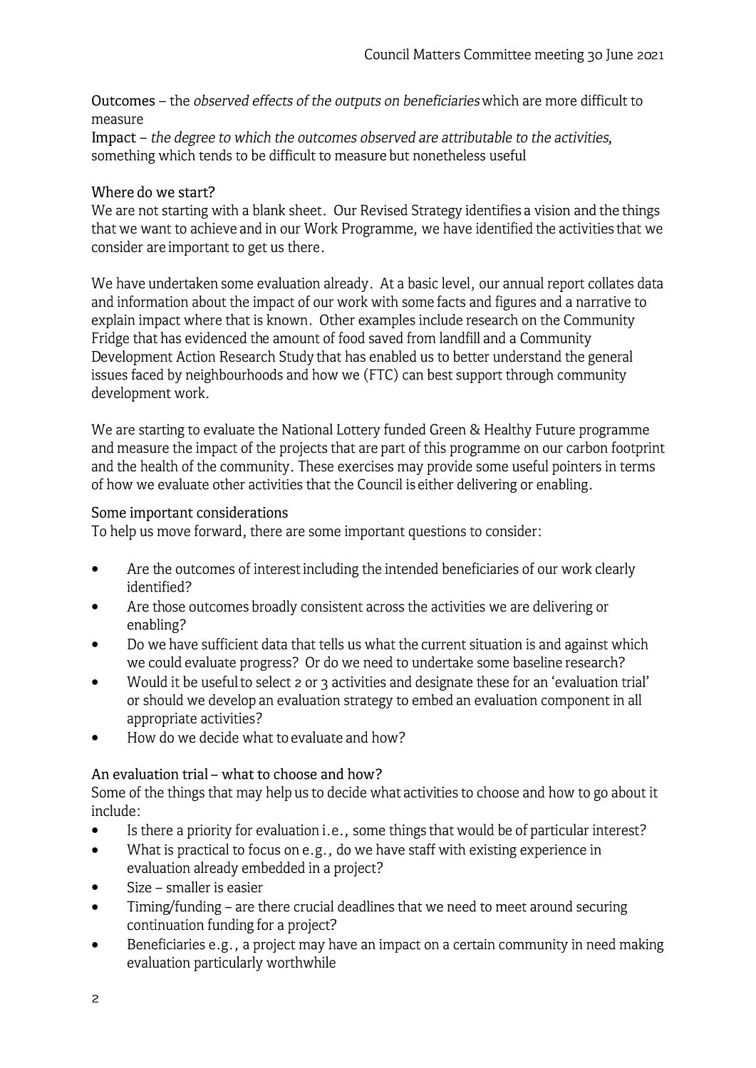Outcomes – the *observed effects of the outputs on beneficiaries* which are more difficult to measure

Impact – *the degree to which the outcomes observed are attributable to the activities*, something which tends to be difficult to measure but nonetheless useful

## Where do we start?

We are not starting with a blank sheet. Our Revised Strategy identifies a vision and the things that we want to achieve and in our Work Programme, we have identified the activities that we consider are important to get us there.

We have undertaken some evaluation already. At a basic level, our annual report collates data and information about the impact of our work with some facts and figures and a narrative to explain impact where that is known. Other examples include research on the Community Fridge that has evidenced the amount of food saved from landfill and a Community Development Action Research Study that has enabled us to better understand the general issues faced by neighbourhoods and how we (FTC) can best support through community development work.

We are starting to evaluate the National Lottery funded Green & Healthy Future programme and measure the impact of the projects that are part of this programme on our carbon footprint and the health of the community. These exercises may provide some useful pointers in terms of how we evaluate other activities that the Council is either delivering or enabling.

## Some important considerations

To help us move forward, there are some important questions to consider:

- Are the outcomes of interest including the intended beneficiaries of our work clearly identified?
- Are those outcomes broadly consistent across the activities we are delivering or enabling?
- Do we have sufficient data that tells us what the current situation is and against which we could evaluate progress? Or do we need to undertake some baseline research?
- Would it be useful to select 2 or 3 activities and designate these for an 'evaluation trial' or should we develop an evaluation strategy to embed an evaluation component in all appropriate activities?
- How do we decide what to evaluate and how?

## An evaluation trial – what to choose and how?

Some of the things that may help us to decide what activities to choose and how to go about it include:

- Is there a priority for evaluation i.e., some things that would be of particular interest?
- What is practical to focus on e.g., do we have staff with existing experience in evaluation already embedded in a project?
- Size – smaller is easier
- Timing/funding – are there crucial deadlines that we need to meet around securing continuation funding for a project?
- Beneficiaries e.g., a project may have an impact on a certain community in need making evaluation particularly worthwhile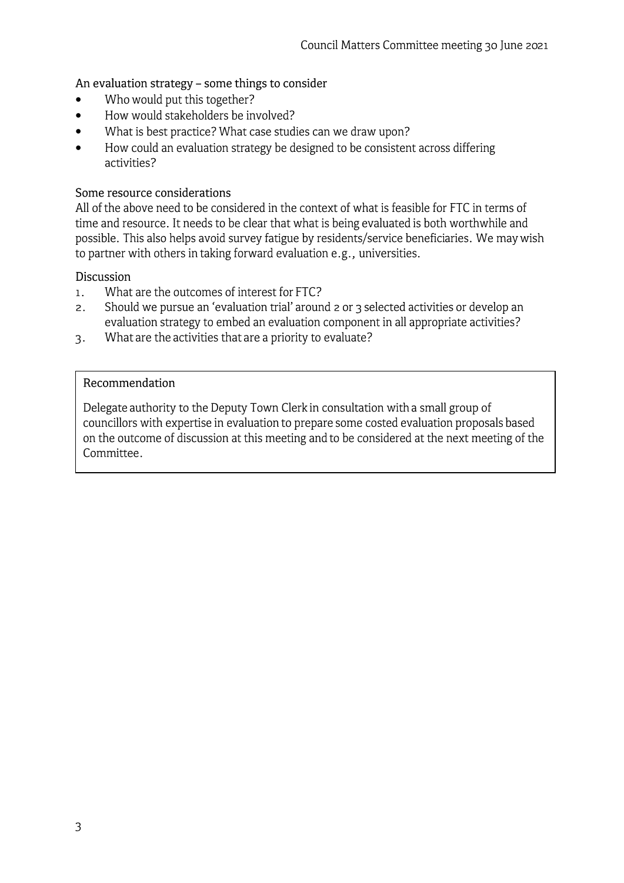### An evaluation strategy – some things to consider

- Who would put this together?
- How would stakeholders be involved?
- What is best practice? What case studies can we draw upon?
- How could an evaluation strategy be designed to be consistent across differing activities?

### Some resource considerations

All of the above need to be considered in the context of what is feasible for FTC in terms of time and resource. It needs to be clear that what is being evaluated is both worthwhile and possible. This also helps avoid survey fatigue by residents/service beneficiaries. We may wish to partner with others in taking forward evaluation e.g., universities.

### Discussion

1. What are the outcomes of interest for FTC?
2. Should we pursue an 'evaluation trial' around 2 or 3 selected activities or develop an evaluation strategy to embed an evaluation component in all appropriate activities?
3. What are the activities that are a priority to evaluate?

### Recommendation

Delegate authority to the Deputy Town Clerk in consultation with a small group of councillors with expertise in evaluation to prepare some costed evaluation proposals based on the outcome of discussion at this meeting and to be considered at the next meeting of the Committee.